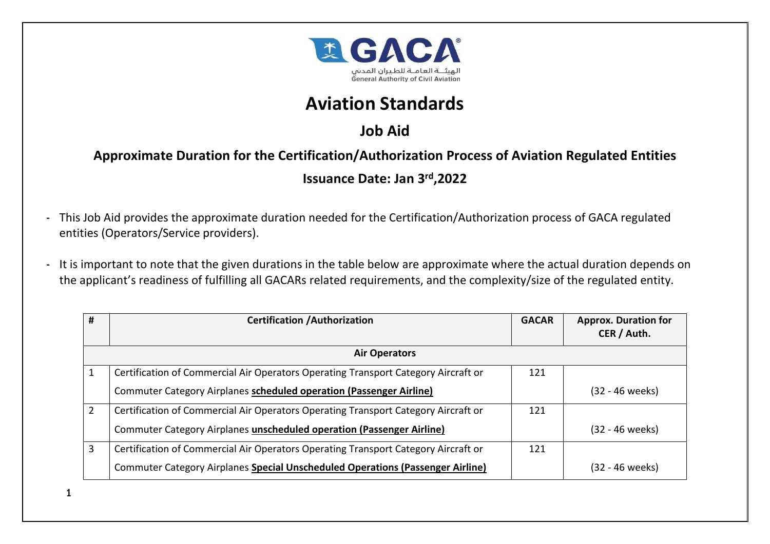الهيئـــة العامــة للطيـران المدنـي
General Authority of Civil Aviation

# Aviation Standards

## Job Aid

### Approximate Duration for the Certification/Authorization Process of Aviation Regulated Entities

### Issuance Date: Jan 3rd,2022

- This Job Aid provides the approximate duration needed for the Certification/Authorization process of GACA regulated entities (Operators/Service providers).
- It is important to note that the given durations in the table below are approximate where the actual duration depends on the applicant's readiness of fulfilling all GACARs related requirements, and the complexity/size of the regulated entity.

| # | Certification /Authorization | GACAR | Approx. Duration for CER / Auth. |
|---|---|---|---|
| | **Air Operators** | | |
| 1 | Certification of Commercial Air Operators Operating Transport Category Aircraft or Commuter Category Airplanes **scheduled operation (Passenger Airline)** | 121 | (32 - 46 weeks) |
| 2 | Certification of Commercial Air Operators Operating Transport Category Aircraft or Commuter Category Airplanes **unscheduled operation (Passenger Airline)** | 121 | (32 - 46 weeks) |
| 3 | Certification of Commercial Air Operators Operating Transport Category Aircraft or Commuter Category Airplanes **Special Unscheduled Operations (Passenger Airline)** | 121 | (32 - 46 weeks) |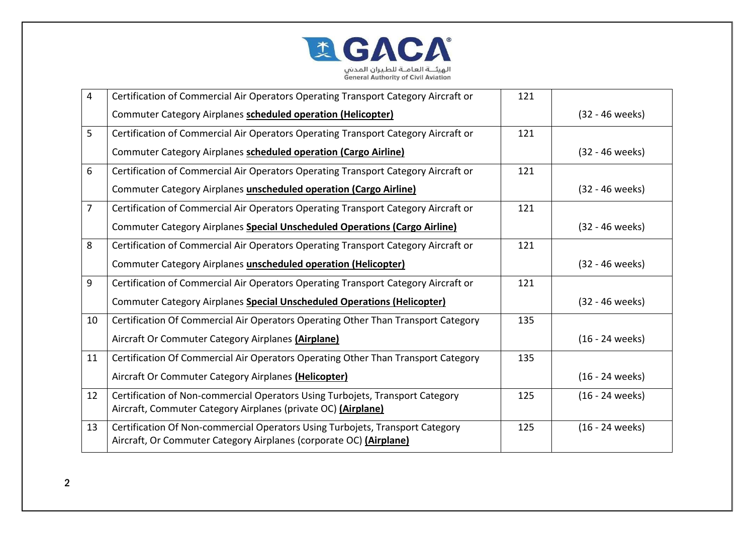| 4 | Certification of Commercial Air Operators Operating Transport Category Aircraft or Commuter Category Airplanes **scheduled operation (Helicopter)** | 121 | (32 - 46 weeks) |
|---|---|---|---|
| 5 | Certification of Commercial Air Operators Operating Transport Category Aircraft or Commuter Category Airplanes **scheduled operation (Cargo Airline)** | 121 | (32 - 46 weeks) |
| 6 | Certification of Commercial Air Operators Operating Transport Category Aircraft or Commuter Category Airplanes **unscheduled operation (Cargo Airline)** | 121 | (32 - 46 weeks) |
| 7 | Certification of Commercial Air Operators Operating Transport Category Aircraft or Commuter Category Airplanes **Special Unscheduled Operations (Cargo Airline)** | 121 | (32 - 46 weeks) |
| 8 | Certification of Commercial Air Operators Operating Transport Category Aircraft or Commuter Category Airplanes **unscheduled operation (Helicopter)** | 121 | (32 - 46 weeks) |
| 9 | Certification of Commercial Air Operators Operating Transport Category Aircraft or Commuter Category Airplanes **Special Unscheduled Operations (Helicopter)** | 121 | (32 - 46 weeks) |
| 10 | Certification Of Commercial Air Operators Operating Other Than Transport Category Aircraft Or Commuter Category Airplanes **(Airplane)** | 135 | (16 - 24 weeks) |
| 11 | Certification Of Commercial Air Operators Operating Other Than Transport Category Aircraft Or Commuter Category Airplanes **(Helicopter)** | 135 | (16 - 24 weeks) |
| 12 | Certification of Non-commercial Operators Using Turbojets, Transport Category Aircraft, Commuter Category Airplanes (private OC) **(Airplane)** | 125 | (16 - 24 weeks) |
| 13 | Certification Of Non-commercial Operators Using Turbojets, Transport Category Aircraft, Or Commuter Category Airplanes (corporate OC) **(Airplane)** | 125 | (16 - 24 weeks) |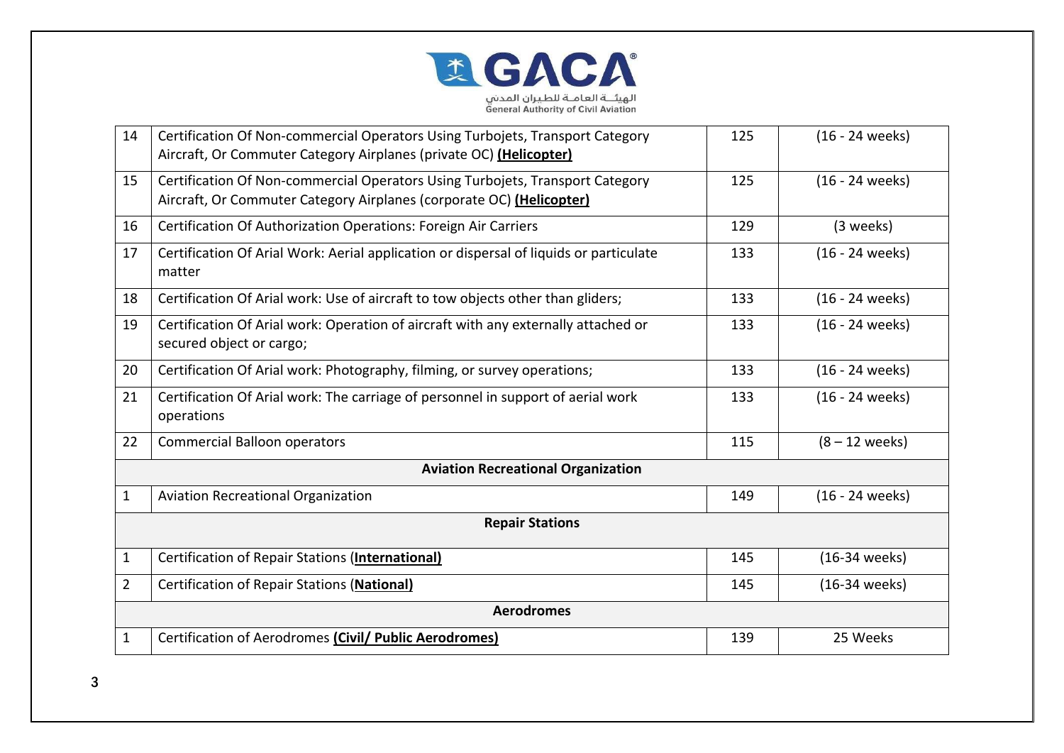| 14 | Certification Of Non-commercial Operators Using Turbojets, Transport Category Aircraft, Or Commuter Category Airplanes (private OC) **(Helicopter)** | 125 | (16 - 24 weeks) |
|---|---|---|---|
| 15 | Certification Of Non-commercial Operators Using Turbojets, Transport Category Aircraft, Or Commuter Category Airplanes (corporate OC) **(Helicopter)** | 125 | (16 - 24 weeks) |
| 16 | Certification Of Authorization Operations: Foreign Air Carriers | 129 | (3 weeks) |
| 17 | Certification Of Arial Work: Aerial application or dispersal of liquids or particulate matter | 133 | (16 - 24 weeks) |
| 18 | Certification Of Arial work: Use of aircraft to tow objects other than gliders; | 133 | (16 - 24 weeks) |
| 19 | Certification Of Arial work: Operation of aircraft with any externally attached or secured object or cargo; | 133 | (16 - 24 weeks) |
| 20 | Certification Of Arial work: Photography, filming, or survey operations; | 133 | (16 - 24 weeks) |
| 21 | Certification Of Arial work: The carriage of personnel in support of aerial work operations | 133 | (16 - 24 weeks) |
| 22 | Commercial Balloon operators | 115 | (8 – 12 weeks) |
| **Aviation Recreational Organization** | | | |
| 1 | Aviation Recreational Organization | 149 | (16 - 24 weeks) |
| **Repair Stations** | | | |
| 1 | Certification of Repair Stations (**International)** | 145 | (16-34 weeks) |
| 2 | Certification of Repair Stations (**National)** | 145 | (16-34 weeks) |
| **Aerodromes** | | | |
| 1 | Certification of Aerodromes **(Civil/ Public Aerodromes)** | 139 | 25 Weeks |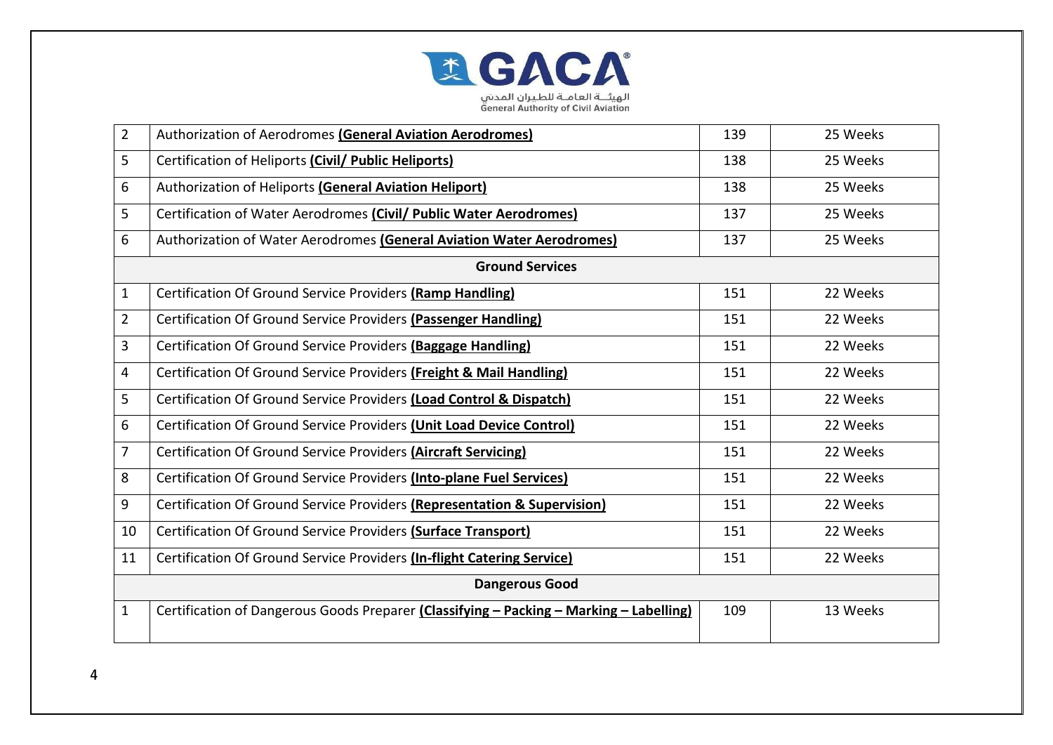| | | | |
|---|---|---|---|
| 2 | Authorization of Aerodromes **(General Aviation Aerodromes)** | 139 | 25 Weeks |
| 5 | Certification of Heliports **(Civil/ Public Heliports)** | 138 | 25 Weeks |
| 6 | Authorization of Heliports **(General Aviation Heliport)** | 138 | 25 Weeks |
| 5 | Certification of Water Aerodromes **(Civil/ Public Water Aerodromes)** | 137 | 25 Weeks |
| 6 | Authorization of Water Aerodromes **(General Aviation Water Aerodromes)** | 137 | 25 Weeks |
| **Ground Services** | | | |
| 1 | Certification Of Ground Service Providers **(Ramp Handling)** | 151 | 22 Weeks |
| 2 | Certification Of Ground Service Providers **(Passenger Handling)** | 151 | 22 Weeks |
| 3 | Certification Of Ground Service Providers **(Baggage Handling)** | 151 | 22 Weeks |
| 4 | Certification Of Ground Service Providers **(Freight & Mail Handling)** | 151 | 22 Weeks |
| 5 | Certification Of Ground Service Providers **(Load Control & Dispatch)** | 151 | 22 Weeks |
| 6 | Certification Of Ground Service Providers **(Unit Load Device Control)** | 151 | 22 Weeks |
| 7 | Certification Of Ground Service Providers **(Aircraft Servicing)** | 151 | 22 Weeks |
| 8 | Certification Of Ground Service Providers **(Into-plane Fuel Services)** | 151 | 22 Weeks |
| 9 | Certification Of Ground Service Providers **(Representation & Supervision)** | 151 | 22 Weeks |
| 10 | Certification Of Ground Service Providers **(Surface Transport)** | 151 | 22 Weeks |
| 11 | Certification Of Ground Service Providers **(In-flight Catering Service)** | 151 | 22 Weeks |
| **Dangerous Good** | | | |
| 1 | Certification of Dangerous Goods Preparer **(Classifying – Packing – Marking – Labelling)** | 109 | 13 Weeks |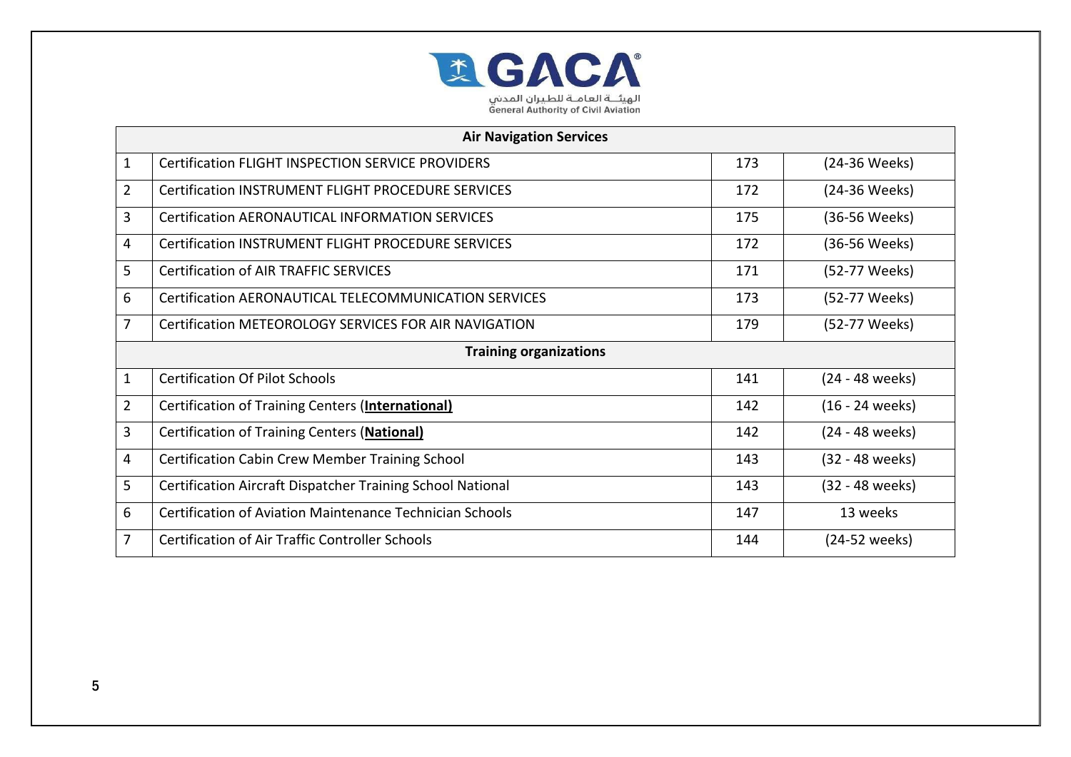| | | | |
|---|---|---|---|
| **Air Navigation Services** | | | |
| 1 | Certification FLIGHT INSPECTION SERVICE PROVIDERS | 173 | (24-36 Weeks) |
| 2 | Certification INSTRUMENT FLIGHT PROCEDURE SERVICES | 172 | (24-36 Weeks) |
| 3 | Certification AERONAUTICAL INFORMATION SERVICES | 175 | (36-56 Weeks) |
| 4 | Certification INSTRUMENT FLIGHT PROCEDURE SERVICES | 172 | (36-56 Weeks) |
| 5 | Certification of AIR TRAFFIC SERVICES | 171 | (52-77 Weeks) |
| 6 | Certification AERONAUTICAL TELECOMMUNICATION SERVICES | 173 | (52-77 Weeks) |
| 7 | Certification METEOROLOGY SERVICES FOR AIR NAVIGATION | 179 | (52-77 Weeks) |
| **Training organizations** | | | |
| 1 | Certification Of Pilot Schools | 141 | (24 - 48 weeks) |
| 2 | Certification of Training Centers (**International)** | 142 | (16 - 24 weeks) |
| 3 | Certification of Training Centers (**National)** | 142 | (24 - 48 weeks) |
| 4 | Certification Cabin Crew Member Training School | 143 | (32 - 48 weeks) |
| 5 | Certification Aircraft Dispatcher Training School National | 143 | (32 - 48 weeks) |
| 6 | Certification of Aviation Maintenance Technician Schools | 147 | 13 weeks |
| 7 | Certification of Air Traffic Controller Schools | 144 | (24-52 weeks) |